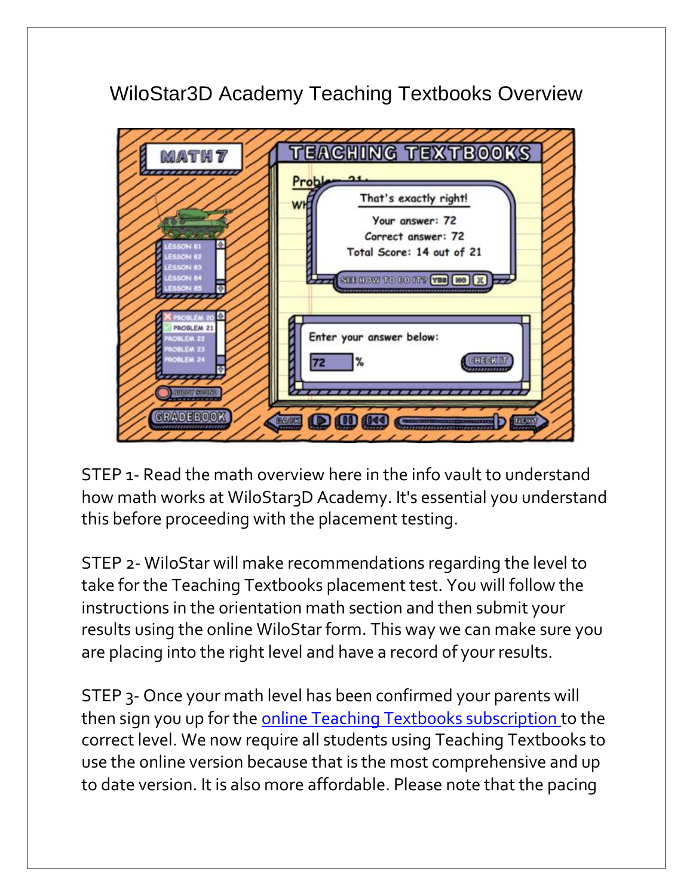# WiloStar3D Academy Teaching Textbooks Overview

STEP 1- Read the math overview here in the info vault to understand how math works at WiloStar3D Academy. It's essential you understand this before proceeding with the placement testing.

STEP 2- WiloStar will make recommendations regarding the level to take for the Teaching Textbooks placement test. You will follow the instructions in the orientation math section and then submit your results using the online WiloStar form. This way we can make sure you are placing into the right level and have a record of your results.

STEP 3- Once your math level has been confirmed your parents will then sign you up for the online Teaching Textbooks subscription to the correct level. We now require all students using Teaching Textbooks to use the online version because that is the most comprehensive and up to date version. It is also more affordable. Please note that the pacing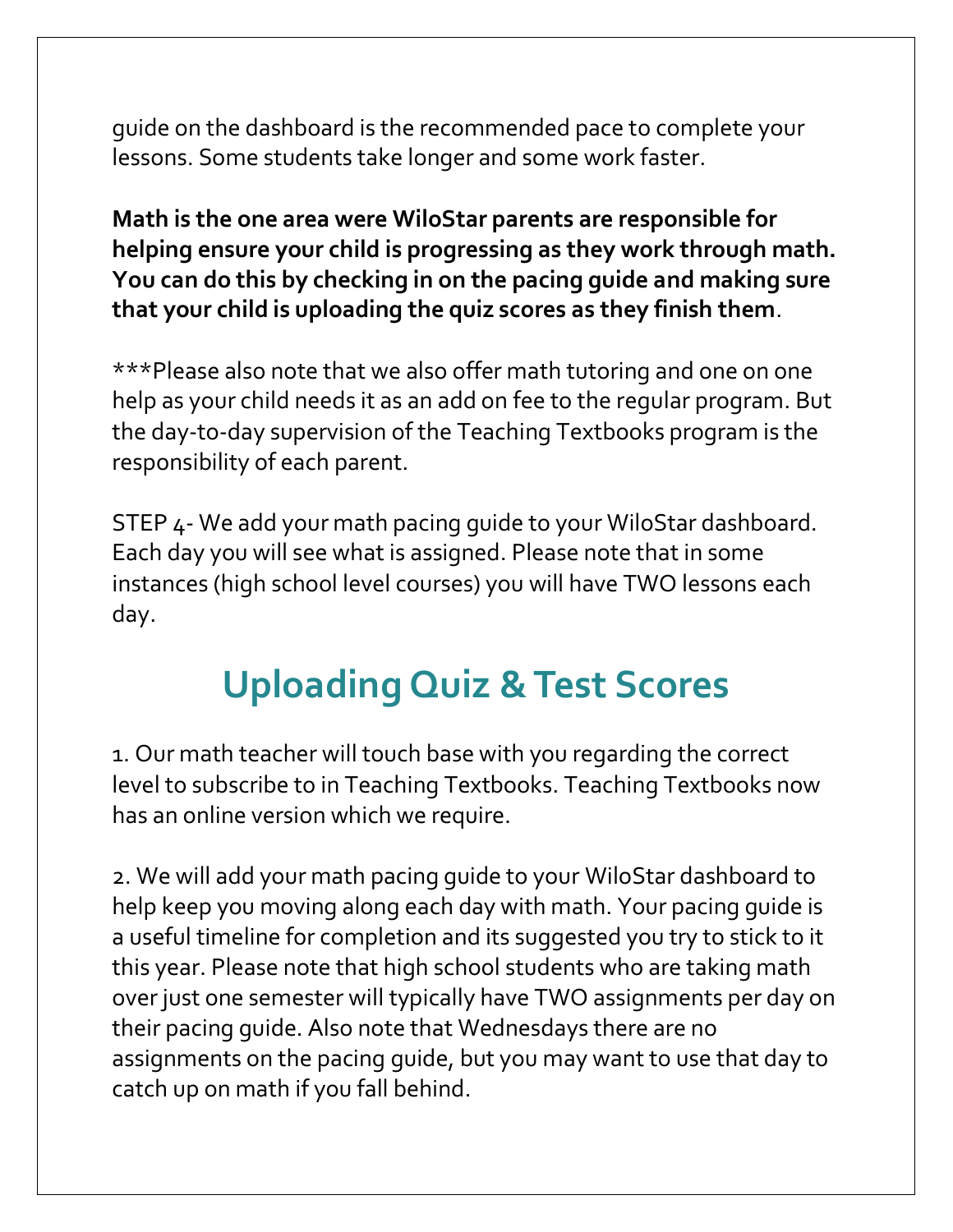guide on the dashboard is the recommended pace to complete your lessons. Some students take longer and some work faster.

**Math is the one area were WiloStar parents are responsible for helping ensure your child is progressing as they work through math. You can do this by checking in on the pacing guide and making sure that your child is uploading the quiz scores as they finish them**.

***Please also note that we also offer math tutoring and one on one help as your child needs it as an add on fee to the regular program. But the day-to-day supervision of the Teaching Textbooks program is the responsibility of each parent.

STEP 4- We add your math pacing guide to your WiloStar dashboard. Each day you will see what is assigned. Please note that in some instances (high school level courses) you will have TWO lessons each day.

## Uploading Quiz & Test Scores

1. Our math teacher will touch base with you regarding the correct level to subscribe to in Teaching Textbooks. Teaching Textbooks now has an online version which we require.

2. We will add your math pacing guide to your WiloStar dashboard to help keep you moving along each day with math. Your pacing guide is a useful timeline for completion and its suggested you try to stick to it this year. Please note that high school students who are taking math over just one semester will typically have TWO assignments per day on their pacing guide. Also note that Wednesdays there are no assignments on the pacing guide, but you may want to use that day to catch up on math if you fall behind.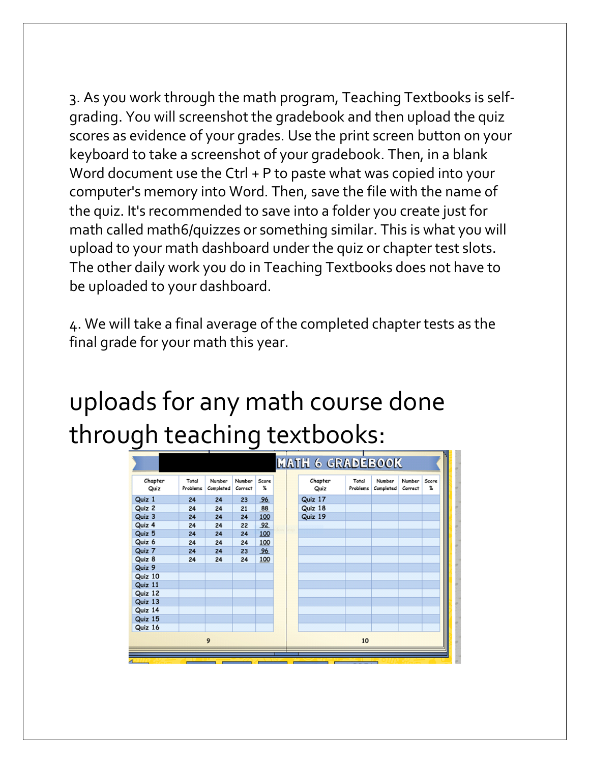3. As you work through the math program, Teaching Textbooks is self-grading. You will screenshot the gradebook and then upload the quiz scores as evidence of your grades. Use the print screen button on your keyboard to take a screenshot of your gradebook. Then, in a blank Word document use the Ctrl + P to paste what was copied into your computer's memory into Word. Then, save the file with the name of the quiz. It's recommended to save into a folder you create just for math called math6/quizzes or something similar. This is what you will upload to your math dashboard under the quiz or chapter test slots. The other daily work you do in Teaching Textbooks does not have to be uploaded to your dashboard.

4. We will take a final average of the completed chapter tests as the final grade for your math this year.

# uploads for any math course done through teaching textbooks:

MATH 6 GRADEBOOK

| Chapter Quiz | Total Problems | Number Completed | Number Correct | Score % |
|---|---|---|---|---|
| Quiz 1 | 24 | 24 | 23 | 96 |
| Quiz 2 | 24 | 24 | 21 | 88 |
| Quiz 3 | 24 | 24 | 24 | 100 |
| Quiz 4 | 24 | 24 | 22 | 92 |
| Quiz 5 | 24 | 24 | 24 | 100 |
| Quiz 6 | 24 | 24 | 24 | 100 |
| Quiz 7 | 24 | 24 | 23 | 96 |
| Quiz 8 | 24 | 24 | 24 | 100 |
| Quiz 9 | | | | |
| Quiz 10 | | | | |
| Quiz 11 | | | | |
| Quiz 12 | | | | |
| Quiz 13 | | | | |
| Quiz 14 | | | | |
| Quiz 15 | | | | |
| Quiz 16 | | | | |

9

| Chapter Quiz | Total Problems | Number Completed | Number Correct | Score % |
|---|---|---|---|---|
| Quiz 17 | | | | |
| Quiz 18 | | | | |
| Quiz 19 | | | | |

10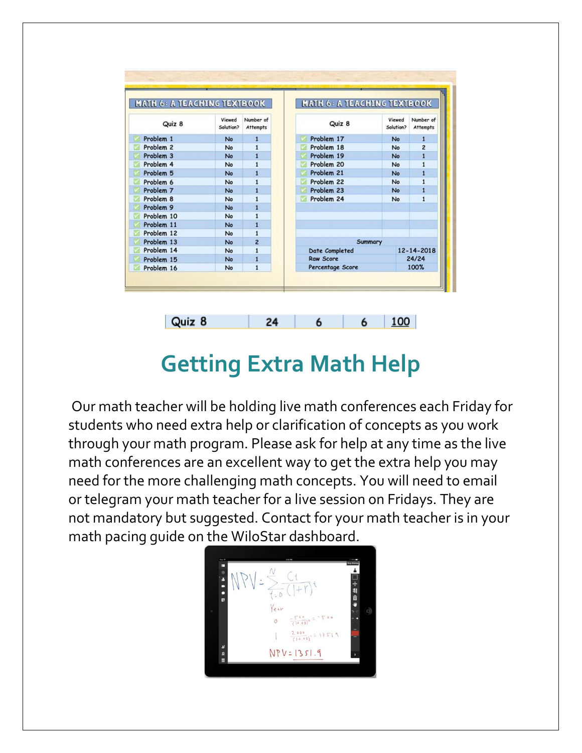**MATH 6: A TEACHING TEXTBOOK**

| Quiz 8 | Viewed Solution? | Number of Attempts |
|---|---|---|
| Problem 1 | No | 1 |
| Problem 2 | No | 1 |
| Problem 3 | No | 1 |
| Problem 4 | No | 1 |
| Problem 5 | No | 1 |
| Problem 6 | No | 1 |
| Problem 7 | No | 1 |
| Problem 8 | No | 1 |
| Problem 9 | No | 1 |
| Problem 10 | No | 1 |
| Problem 11 | No | 1 |
| Problem 12 | No | 1 |
| Problem 13 | No | 2 |
| Problem 14 | No | 1 |
| Problem 15 | No | 1 |
| Problem 16 | No | 1 |
| Problem 17 | No | 1 |
| Problem 18 | No | 2 |
| Problem 19 | No | 1 |
| Problem 20 | No | 1 |
| Problem 21 | No | 1 |
| Problem 22 | No | 1 |
| Problem 23 | No | 1 |
| Problem 24 | No | 1 |

| Summary | |
|---|---|
| Date Completed | 12-14-2018 |
| Raw Score | 24/24 |
| Percentage Score | 100% |

| Quiz 8 | 24 | 6 | 6 | 100 |
|---|---|---|---|---|

# Getting Extra Math Help

Our math teacher will be holding live math conferences each Friday for students who need extra help or clarification of concepts as you work through your math program. Please ask for help at any time as the live math conferences are an excellent way to get the extra help you may need for the more challenging math concepts. You will need to email or telegram your math teacher for a live session on Fridays. They are not mandatory but suggested. Contact for your math teacher is in your math pacing guide on the WiloStar dashboard.